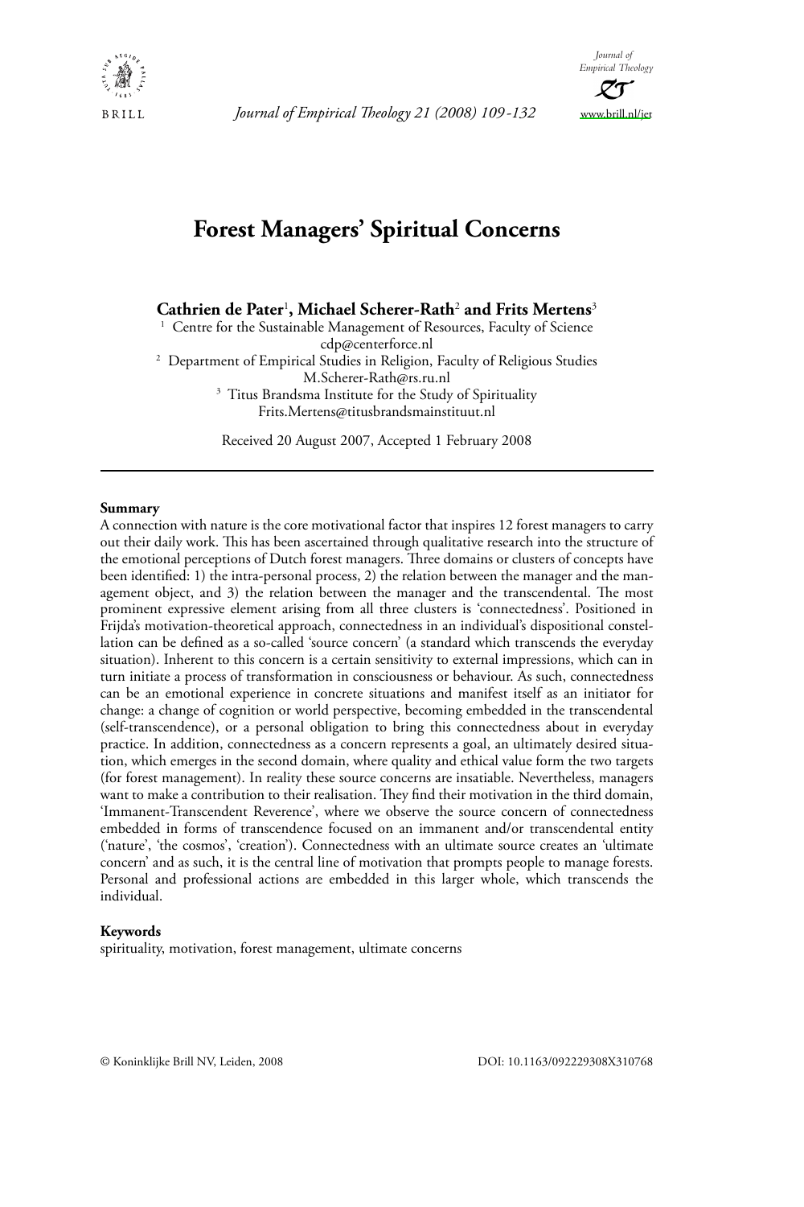# Forest Managers' Spiritual Concerns

**Cathrien de Pater[1], Michael Scherer-Rath[2] and Frits Mertens[3]**

[1] Centre for the Sustainable Management of Resources, Faculty of Science
cdp@centerforce.nl

[2] Department of Empirical Studies in Religion, Faculty of Religious Studies
M.Scherer-Rath@rs.ru.nl

[3] Titus Brandsma Institute for the Study of Spirituality
Frits.Mertens@titusbrandsmainstituut.nl

Received 20 August 2007, Accepted 1 February 2008

---

**Summary**

A connection with nature is the core motivational factor that inspires 12 forest managers to carry out their daily work. This has been ascertained through qualitative research into the structure of the emotional perceptions of Dutch forest managers. Three domains or clusters of concepts have been identified: 1) the intra-personal process, 2) the relation between the manager and the management object, and 3) the relation between the manager and the transcendental. The most prominent expressive element arising from all three clusters is 'connectedness'. Positioned in Frijda's motivation-theoretical approach, connectedness in an individual's dispositional constellation can be defined as a so-called 'source concern' (a standard which transcends the everyday situation). Inherent to this concern is a certain sensitivity to external impressions, which can in turn initiate a process of transformation in consciousness or behaviour. As such, connectedness can be an emotional experience in concrete situations and manifest itself as an initiator for change: a change of cognition or world perspective, becoming embedded in the transcendental (self-transcendence), or a personal obligation to bring this connectedness about in everyday practice. In addition, connectedness as a concern represents a goal, an ultimately desired situation, which emerges in the second domain, where quality and ethical value form the two targets (for forest management). In reality these source concerns are insatiable. Nevertheless, managers want to make a contribution to their realisation. They find their motivation in the third domain, 'Immanent-Transcendent Reverence', where we observe the source concern of connectedness embedded in forms of transcendence focused on an immanent and/or transcendental entity ('nature', 'the cosmos', 'creation'). Connectedness with an ultimate source creates an 'ultimate concern' and as such, it is the central line of motivation that prompts people to manage forests. Personal and professional actions are embedded in this larger whole, which transcends the individual.

**Keywords**

spirituality, motivation, forest management, ultimate concerns

© Koninklijke Brill NV, Leiden, 2008 DOI: 10.1163/092229308X310768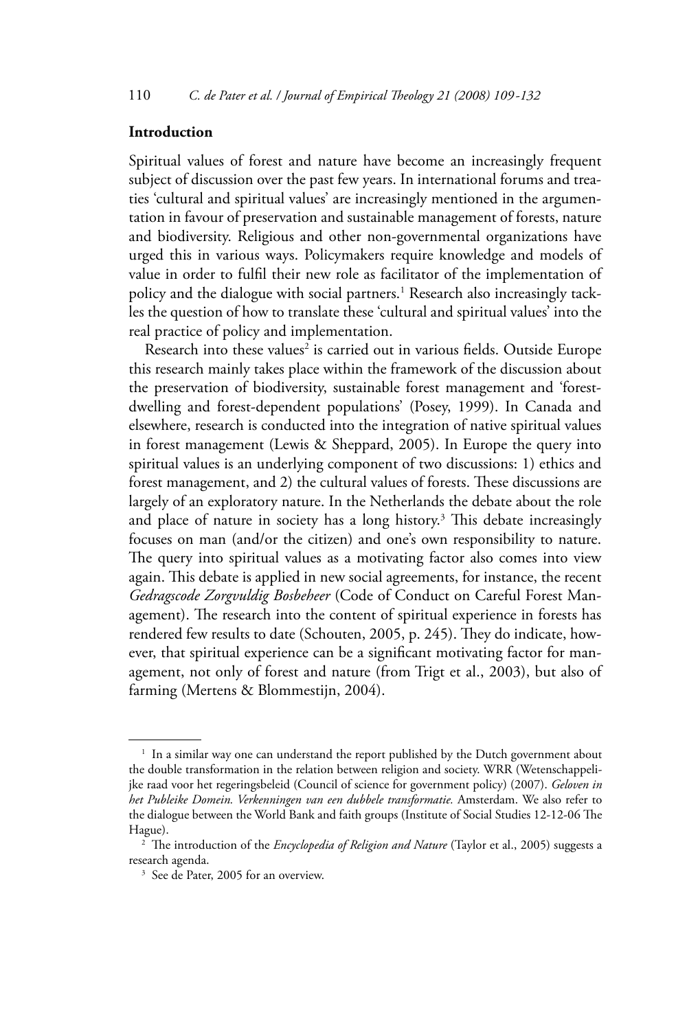## Introduction

Spiritual values of forest and nature have become an increasingly frequent subject of discussion over the past few years. In international forums and treaties 'cultural and spiritual values' are increasingly mentioned in the argumentation in favour of preservation and sustainable management of forests, nature and biodiversity. Religious and other non-governmental organizations have urged this in various ways. Policymakers require knowledge and models of value in order to fulfil their new role as facilitator of the implementation of policy and the dialogue with social partners.[1] Research also increasingly tackles the question of how to translate these 'cultural and spiritual values' into the real practice of policy and implementation.

Research into these values[2] is carried out in various fields. Outside Europe this research mainly takes place within the framework of the discussion about the preservation of biodiversity, sustainable forest management and 'forest-dwelling and forest-dependent populations' (Posey, 1999). In Canada and elsewhere, research is conducted into the integration of native spiritual values in forest management (Lewis & Sheppard, 2005). In Europe the query into spiritual values is an underlying component of two discussions: 1) ethics and forest management, and 2) the cultural values of forests. These discussions are largely of an exploratory nature. In the Netherlands the debate about the role and place of nature in society has a long history.[3] This debate increasingly focuses on man (and/or the citizen) and one's own responsibility to nature. The query into spiritual values as a motivating factor also comes into view again. This debate is applied in new social agreements, for instance, the recent *Gedragscode Zorgvuldig Bosbeheer* (Code of Conduct on Careful Forest Management). The research into the content of spiritual experience in forests has rendered few results to date (Schouten, 2005, p. 245). They do indicate, however, that spiritual experience can be a significant motivating factor for management, not only of forest and nature (from Trigt et al., 2003), but also of farming (Mertens & Blommestijn, 2004).

---

[1] In a similar way one can understand the report published by the Dutch government about the double transformation in the relation between religion and society. WRR (Wetenschappelijke raad voor het regeringsbeleid (Council of science for government policy) (2007). *Geloven in het Publeike Domein. Verkenningen van een dubbele transformatie.* Amsterdam. We also refer to the dialogue between the World Bank and faith groups (Institute of Social Studies 12-12-06 The Hague).

[2] The introduction of the *Encyclopedia of Religion and Nature* (Taylor et al., 2005) suggests a research agenda.

[3] See de Pater, 2005 for an overview.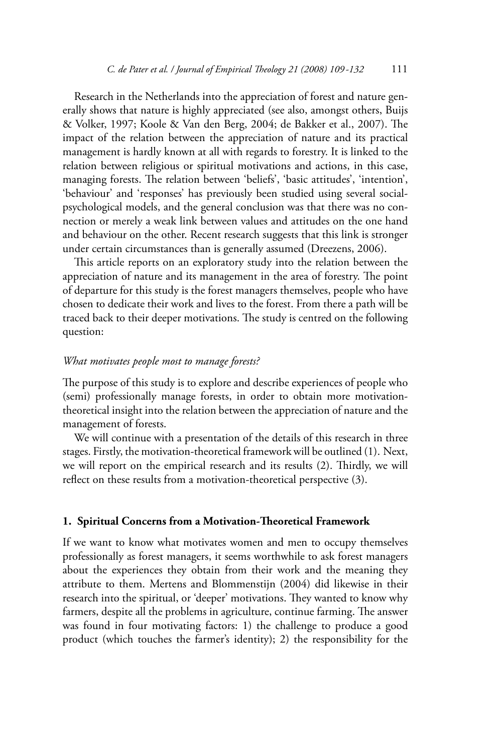Research in the Netherlands into the appreciation of forest and nature generally shows that nature is highly appreciated (see also, amongst others, Buijs & Volker, 1997; Koole & Van den Berg, 2004; de Bakker et al., 2007). The impact of the relation between the appreciation of nature and its practical management is hardly known at all with regards to forestry. It is linked to the relation between religious or spiritual motivations and actions, in this case, managing forests. The relation between 'beliefs', 'basic attitudes', 'intention', 'behaviour' and 'responses' has previously been studied using several social-psychological models, and the general conclusion was that there was no connection or merely a weak link between values and attitudes on the one hand and behaviour on the other. Recent research suggests that this link is stronger under certain circumstances than is generally assumed (Dreezens, 2006).

This article reports on an exploratory study into the relation between the appreciation of nature and its management in the area of forestry. The point of departure for this study is the forest managers themselves, people who have chosen to dedicate their work and lives to the forest. From there a path will be traced back to their deeper motivations. The study is centred on the following question:

*What motivates people most to manage forests?*

The purpose of this study is to explore and describe experiences of people who (semi) professionally manage forests, in order to obtain more motivation-theoretical insight into the relation between the appreciation of nature and the management of forests.

We will continue with a presentation of the details of this research in three stages. Firstly, the motivation-theoretical framework will be outlined (1). Next, we will report on the empirical research and its results (2). Thirdly, we will reflect on these results from a motivation-theoretical perspective (3).

## 1. Spiritual Concerns from a Motivation-Theoretical Framework

If we want to know what motivates women and men to occupy themselves professionally as forest managers, it seems worthwhile to ask forest managers about the experiences they obtain from their work and the meaning they attribute to them. Mertens and Blommenstijn (2004) did likewise in their research into the spiritual, or 'deeper' motivations. They wanted to know why farmers, despite all the problems in agriculture, continue farming. The answer was found in four motivating factors: 1) the challenge to produce a good product (which touches the farmer's identity); 2) the responsibility for the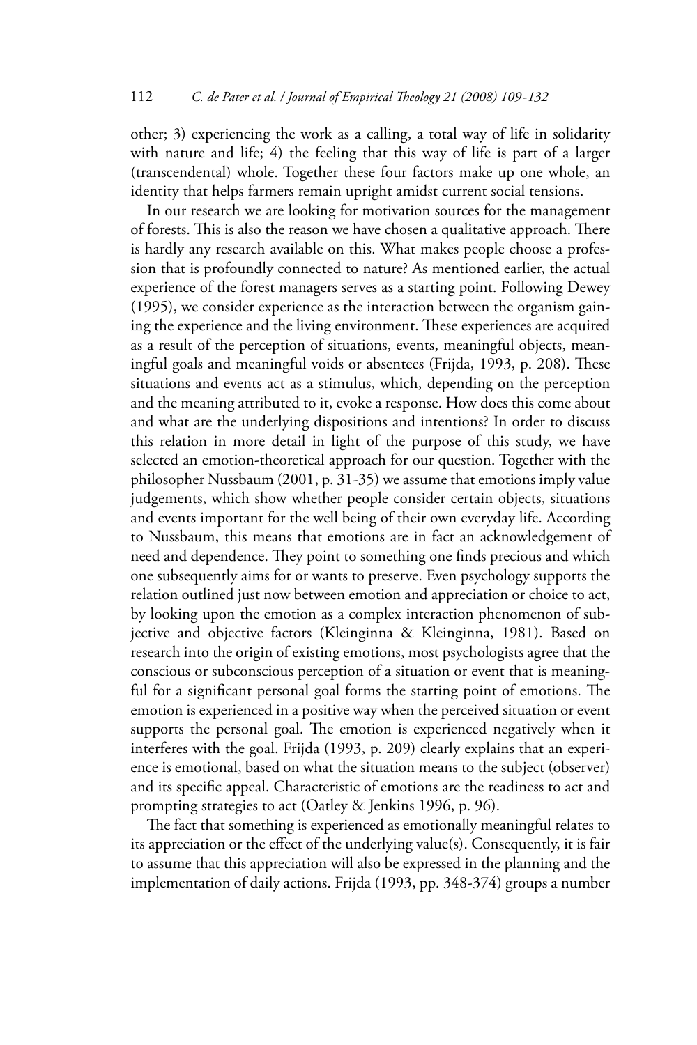other; 3) experiencing the work as a calling, a total way of life in solidarity with nature and life; 4) the feeling that this way of life is part of a larger (transcendental) whole. Together these four factors make up one whole, an identity that helps farmers remain upright amidst current social tensions.

In our research we are looking for motivation sources for the management of forests. This is also the reason we have chosen a qualitative approach. There is hardly any research available on this. What makes people choose a profession that is profoundly connected to nature? As mentioned earlier, the actual experience of the forest managers serves as a starting point. Following Dewey (1995), we consider experience as the interaction between the organism gaining the experience and the living environment. These experiences are acquired as a result of the perception of situations, events, meaningful objects, meaningful goals and meaningful voids or absentees (Frijda, 1993, p. 208). These situations and events act as a stimulus, which, depending on the perception and the meaning attributed to it, evoke a response. How does this come about and what are the underlying dispositions and intentions? In order to discuss this relation in more detail in light of the purpose of this study, we have selected an emotion-theoretical approach for our question. Together with the philosopher Nussbaum (2001, p. 31-35) we assume that emotions imply value judgements, which show whether people consider certain objects, situations and events important for the well being of their own everyday life. According to Nussbaum, this means that emotions are in fact an acknowledgement of need and dependence. They point to something one finds precious and which one subsequently aims for or wants to preserve. Even psychology supports the relation outlined just now between emotion and appreciation or choice to act, by looking upon the emotion as a complex interaction phenomenon of subjective and objective factors (Kleinginna & Kleinginna, 1981). Based on research into the origin of existing emotions, most psychologists agree that the conscious or subconscious perception of a situation or event that is meaningful for a significant personal goal forms the starting point of emotions. The emotion is experienced in a positive way when the perceived situation or event supports the personal goal. The emotion is experienced negatively when it interferes with the goal. Frijda (1993, p. 209) clearly explains that an experience is emotional, based on what the situation means to the subject (observer) and its specific appeal. Characteristic of emotions are the readiness to act and prompting strategies to act (Oatley & Jenkins 1996, p. 96).

The fact that something is experienced as emotionally meaningful relates to its appreciation or the effect of the underlying value(s). Consequently, it is fair to assume that this appreciation will also be expressed in the planning and the implementation of daily actions. Frijda (1993, pp. 348-374) groups a number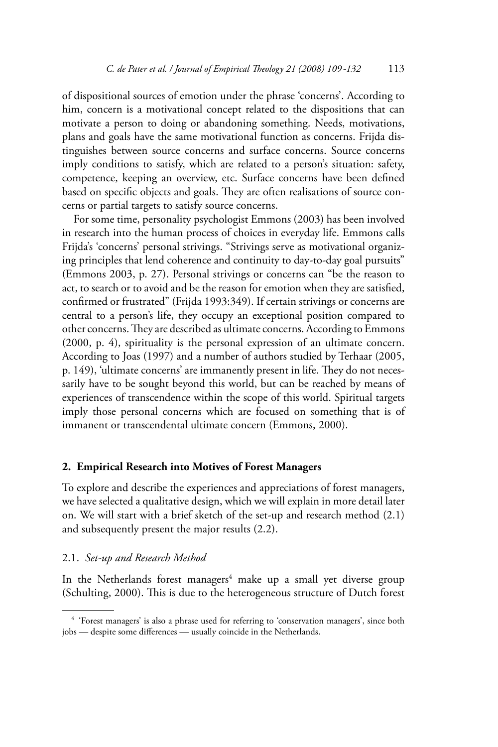of dispositional sources of emotion under the phrase 'concerns'. According to him, concern is a motivational concept related to the dispositions that can motivate a person to doing or abandoning something. Needs, motivations, plans and goals have the same motivational function as concerns. Frijda distinguishes between source concerns and surface concerns. Source concerns imply conditions to satisfy, which are related to a person's situation: safety, competence, keeping an overview, etc. Surface concerns have been defined based on specific objects and goals. They are often realisations of source concerns or partial targets to satisfy source concerns.

For some time, personality psychologist Emmons (2003) has been involved in research into the human process of choices in everyday life. Emmons calls Frijda's 'concerns' personal strivings. "Strivings serve as motivational organizing principles that lend coherence and continuity to day-to-day goal pursuits" (Emmons 2003, p. 27). Personal strivings or concerns can "be the reason to act, to search or to avoid and be the reason for emotion when they are satisfied, confirmed or frustrated" (Frijda 1993:349). If certain strivings or concerns are central to a person's life, they occupy an exceptional position compared to other concerns. They are described as ultimate concerns. According to Emmons (2000, p. 4), spirituality is the personal expression of an ultimate concern. According to Joas (1997) and a number of authors studied by Terhaar (2005, p. 149), 'ultimate concerns' are immanently present in life. They do not necessarily have to be sought beyond this world, but can be reached by means of experiences of transcendence within the scope of this world. Spiritual targets imply those personal concerns which are focused on something that is of immanent or transcendental ultimate concern (Emmons, 2000).

## 2. Empirical Research into Motives of Forest Managers

To explore and describe the experiences and appreciations of forest managers, we have selected a qualitative design, which we will explain in more detail later on. We will start with a brief sketch of the set-up and research method (2.1) and subsequently present the major results (2.2).

### 2.1. *Set-up and Research Method*

In the Netherlands forest managers[4] make up a small yet diverse group (Schulting, 2000). This is due to the heterogeneous structure of Dutch forest

[4] 'Forest managers' is also a phrase used for referring to 'conservation managers', since both jobs — despite some differences — usually coincide in the Netherlands.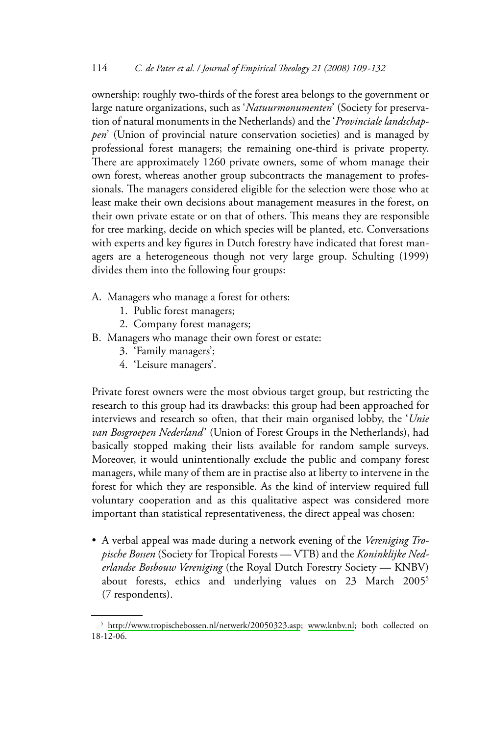ownership: roughly two-thirds of the forest area belongs to the government or large nature organizations, such as '*Natuurmonumenten*' (Society for preservation of natural monuments in the Netherlands) and the '*Provinciale landschappen*' (Union of provincial nature conservation societies) and is managed by professional forest managers; the remaining one-third is private property. There are approximately 1260 private owners, some of whom manage their own forest, whereas another group subcontracts the management to professionals. The managers considered eligible for the selection were those who at least make their own decisions about management measures in the forest, on their own private estate or on that of others. This means they are responsible for tree marking, decide on which species will be planted, etc. Conversations with experts and key figures in Dutch forestry have indicated that forest managers are a heterogeneous though not very large group. Schulting (1999) divides them into the following four groups:

A. Managers who manage a forest for others:
   1. Public forest managers;
   2. Company forest managers;
B. Managers who manage their own forest or estate:
   3. 'Family managers';
   4. 'Leisure managers'.

Private forest owners were the most obvious target group, but restricting the research to this group had its drawbacks: this group had been approached for interviews and research so often, that their main organised lobby, the '*Unie van Bosgroepen Nederland*' (Union of Forest Groups in the Netherlands), had basically stopped making their lists available for random sample surveys. Moreover, it would unintentionally exclude the public and company forest managers, while many of them are in practise also at liberty to intervene in the forest for which they are responsible. As the kind of interview required full voluntary cooperation and as this qualitative aspect was considered more important than statistical representativeness, the direct appeal was chosen:

- A verbal appeal was made during a network evening of the *Vereniging Tropische Bossen* (Society for Tropical Forests — VTB) and the *Koninklijke Nederlandse Bosbouw Vereniging* (the Royal Dutch Forestry Society — KNBV) about forests, ethics and underlying values on 23 March 2005[5] (7 respondents).

---

[5] http://www.tropischebossen.nl/netwerk/20050323.asp; www.knbv.nl; both collected on 18-12-06.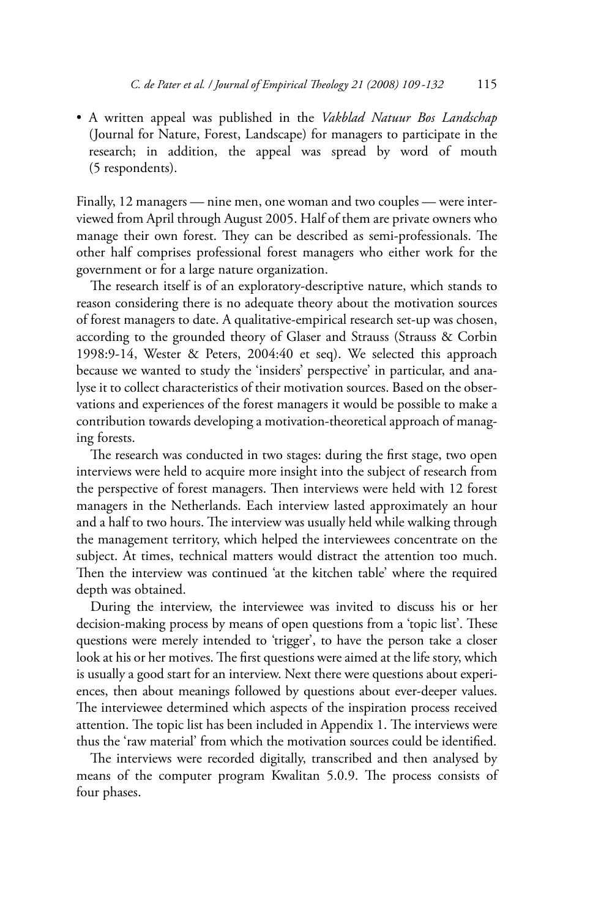- A written appeal was published in the *Vakblad Natuur Bos Landschap* (Journal for Nature, Forest, Landscape) for managers to participate in the research; in addition, the appeal was spread by word of mouth (5 respondents).

Finally, 12 managers — nine men, one woman and two couples — were interviewed from April through August 2005. Half of them are private owners who manage their own forest. They can be described as semi-professionals. The other half comprises professional forest managers who either work for the government or for a large nature organization.

The research itself is of an exploratory-descriptive nature, which stands to reason considering there is no adequate theory about the motivation sources of forest managers to date. A qualitative-empirical research set-up was chosen, according to the grounded theory of Glaser and Strauss (Strauss & Corbin 1998:9-14, Wester & Peters, 2004:40 et seq). We selected this approach because we wanted to study the 'insiders' perspective' in particular, and analyse it to collect characteristics of their motivation sources. Based on the observations and experiences of the forest managers it would be possible to make a contribution towards developing a motivation-theoretical approach of managing forests.

The research was conducted in two stages: during the first stage, two open interviews were held to acquire more insight into the subject of research from the perspective of forest managers. Then interviews were held with 12 forest managers in the Netherlands. Each interview lasted approximately an hour and a half to two hours. The interview was usually held while walking through the management territory, which helped the interviewees concentrate on the subject. At times, technical matters would distract the attention too much. Then the interview was continued 'at the kitchen table' where the required depth was obtained.

During the interview, the interviewee was invited to discuss his or her decision-making process by means of open questions from a 'topic list'. These questions were merely intended to 'trigger', to have the person take a closer look at his or her motives. The first questions were aimed at the life story, which is usually a good start for an interview. Next there were questions about experiences, then about meanings followed by questions about ever-deeper values. The interviewee determined which aspects of the inspiration process received attention. The topic list has been included in Appendix 1. The interviews were thus the 'raw material' from which the motivation sources could be identified.

The interviews were recorded digitally, transcribed and then analysed by means of the computer program Kwalitan 5.0.9. The process consists of four phases.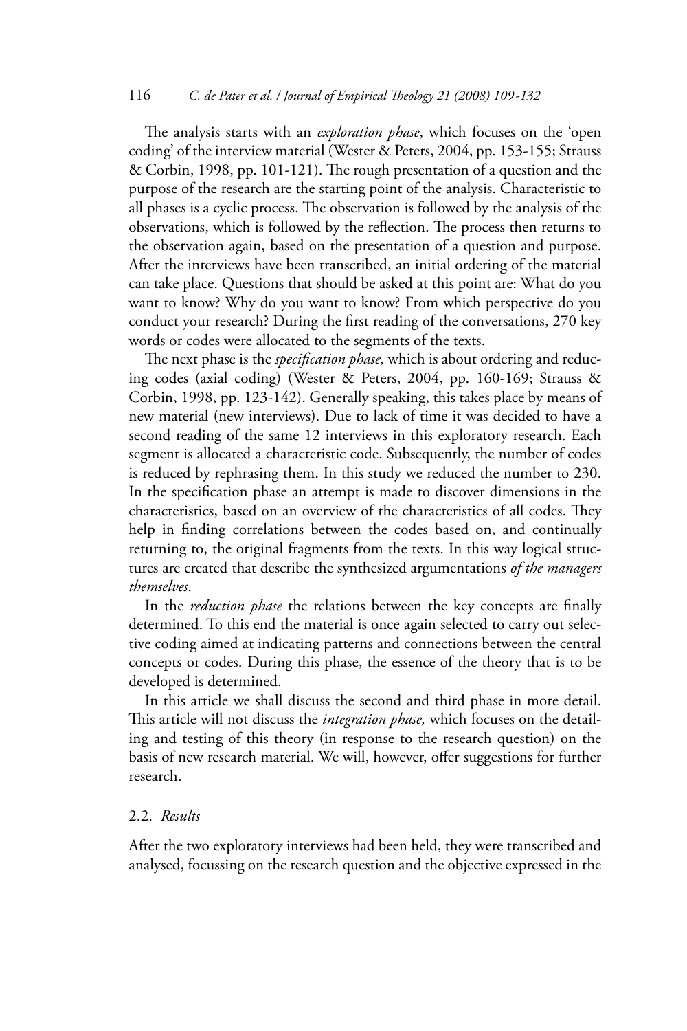The analysis starts with an *exploration phase*, which focuses on the 'open coding' of the interview material (Wester & Peters, 2004, pp. 153-155; Strauss & Corbin, 1998, pp. 101-121). The rough presentation of a question and the purpose of the research are the starting point of the analysis. Characteristic to all phases is a cyclic process. The observation is followed by the analysis of the observations, which is followed by the reflection. The process then returns to the observation again, based on the presentation of a question and purpose. After the interviews have been transcribed, an initial ordering of the material can take place. Questions that should be asked at this point are: What do you want to know? Why do you want to know? From which perspective do you conduct your research? During the first reading of the conversations, 270 key words or codes were allocated to the segments of the texts.

The next phase is the *specification phase,* which is about ordering and reducing codes (axial coding) (Wester & Peters, 2004, pp. 160-169; Strauss & Corbin, 1998, pp. 123-142). Generally speaking, this takes place by means of new material (new interviews). Due to lack of time it was decided to have a second reading of the same 12 interviews in this exploratory research. Each segment is allocated a characteristic code. Subsequently, the number of codes is reduced by rephrasing them. In this study we reduced the number to 230. In the specification phase an attempt is made to discover dimensions in the characteristics, based on an overview of the characteristics of all codes. They help in finding correlations between the codes based on, and continually returning to, the original fragments from the texts. In this way logical structures are created that describe the synthesized argumentations *of the managers themselves*.

In the *reduction phase* the relations between the key concepts are finally determined. To this end the material is once again selected to carry out selective coding aimed at indicating patterns and connections between the central concepts or codes. During this phase, the essence of the theory that is to be developed is determined.

In this article we shall discuss the second and third phase in more detail. This article will not discuss the *integration phase,* which focuses on the detailing and testing of this theory (in response to the research question) on the basis of new research material. We will, however, offer suggestions for further research.

### 2.2. *Results*

After the two exploratory interviews had been held, they were transcribed and analysed, focussing on the research question and the objective expressed in the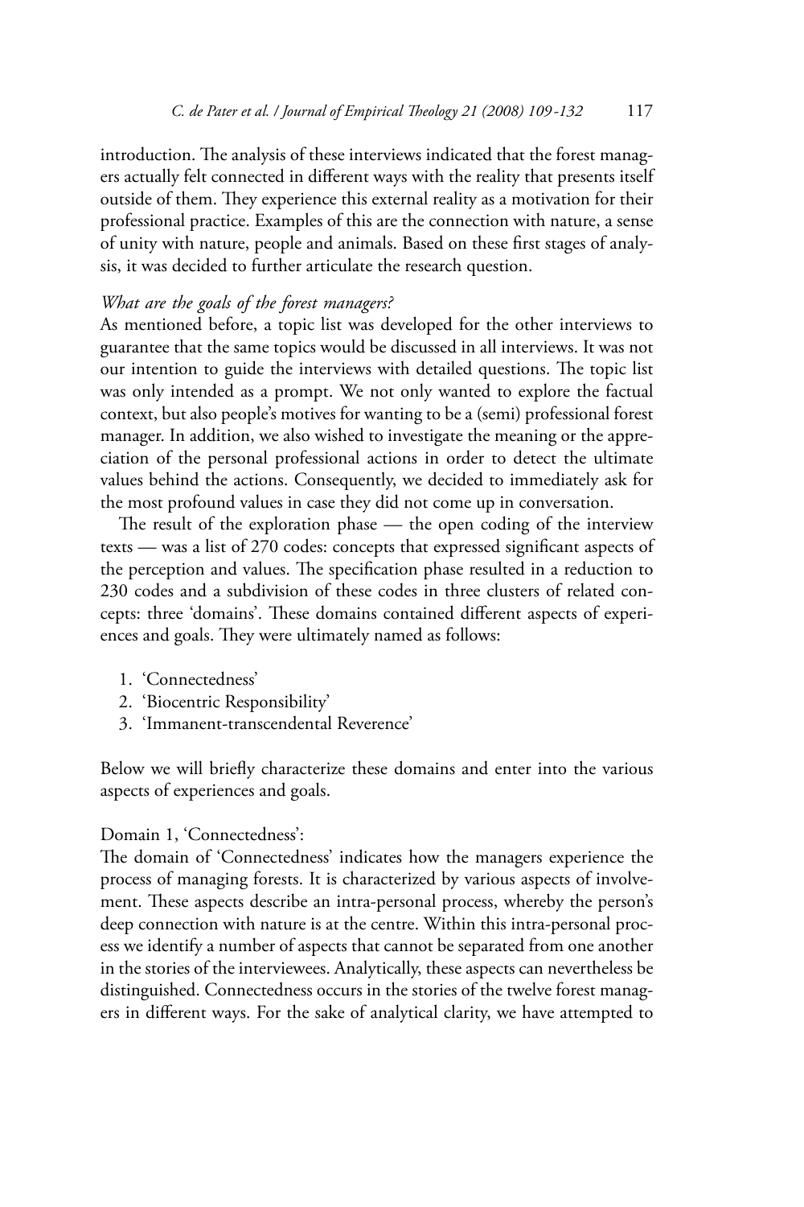introduction. The analysis of these interviews indicated that the forest managers actually felt connected in different ways with the reality that presents itself outside of them. They experience this external reality as a motivation for their professional practice. Examples of this are the connection with nature, a sense of unity with nature, people and animals. Based on these first stages of analysis, it was decided to further articulate the research question.

*What are the goals of the forest managers?*

As mentioned before, a topic list was developed for the other interviews to guarantee that the same topics would be discussed in all interviews. It was not our intention to guide the interviews with detailed questions. The topic list was only intended as a prompt. We not only wanted to explore the factual context, but also people's motives for wanting to be a (semi) professional forest manager. In addition, we also wished to investigate the meaning or the appreciation of the personal professional actions in order to detect the ultimate values behind the actions. Consequently, we decided to immediately ask for the most profound values in case they did not come up in conversation.

The result of the exploration phase — the open coding of the interview texts — was a list of 270 codes: concepts that expressed significant aspects of the perception and values. The specification phase resulted in a reduction to 230 codes and a subdivision of these codes in three clusters of related concepts: three 'domains'. These domains contained different aspects of experiences and goals. They were ultimately named as follows:

1. 'Connectedness'
2. 'Biocentric Responsibility'
3. 'Immanent-transcendental Reverence'

Below we will briefly characterize these domains and enter into the various aspects of experiences and goals.

Domain 1, 'Connectedness':

The domain of 'Connectedness' indicates how the managers experience the process of managing forests. It is characterized by various aspects of involvement. These aspects describe an intra-personal process, whereby the person's deep connection with nature is at the centre. Within this intra-personal process we identify a number of aspects that cannot be separated from one another in the stories of the interviewees. Analytically, these aspects can nevertheless be distinguished. Connectedness occurs in the stories of the twelve forest managers in different ways. For the sake of analytical clarity, we have attempted to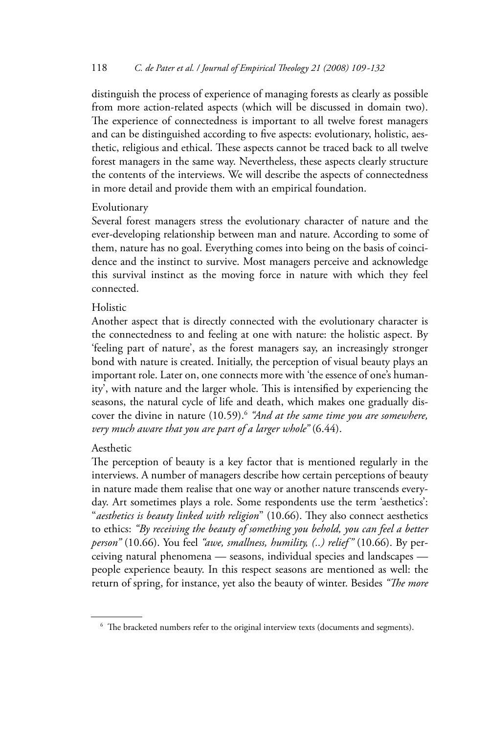distinguish the process of experience of managing forests as clearly as possible from more action-related aspects (which will be discussed in domain two). The experience of connectedness is important to all twelve forest managers and can be distinguished according to five aspects: evolutionary, holistic, aesthetic, religious and ethical. These aspects cannot be traced back to all twelve forest managers in the same way. Nevertheless, these aspects clearly structure the contents of the interviews. We will describe the aspects of connectedness in more detail and provide them with an empirical foundation.

Evolutionary

Several forest managers stress the evolutionary character of nature and the ever-developing relationship between man and nature. According to some of them, nature has no goal. Everything comes into being on the basis of coincidence and the instinct to survive. Most managers perceive and acknowledge this survival instinct as the moving force in nature with which they feel connected.

Holistic

Another aspect that is directly connected with the evolutionary character is the connectedness to and feeling at one with nature: the holistic aspect. By 'feeling part of nature', as the forest managers say, an increasingly stronger bond with nature is created. Initially, the perception of visual beauty plays an important role. Later on, one connects more with 'the essence of one's humanity', with nature and the larger whole. This is intensified by experiencing the seasons, the natural cycle of life and death, which makes one gradually discover the divine in nature (10.59).[6] *"And at the same time you are somewhere, very much aware that you are part of a larger whole"* (6.44).

Aesthetic

The perception of beauty is a key factor that is mentioned regularly in the interviews. A number of managers describe how certain perceptions of beauty in nature made them realise that one way or another nature transcends everyday. Art sometimes plays a role. Some respondents use the term 'aesthetics': "*aesthetics is beauty linked with religion*" (10.66). They also connect aesthetics to ethics: *"By receiving the beauty of something you behold, you can feel a better person"* (10.66). You feel *"awe, smallness, humility, (..) relief"* (10.66). By perceiving natural phenomena — seasons, individual species and landscapes — people experience beauty. In this respect seasons are mentioned as well: the return of spring, for instance, yet also the beauty of winter. Besides *"The more*

[6] The bracketed numbers refer to the original interview texts (documents and segments).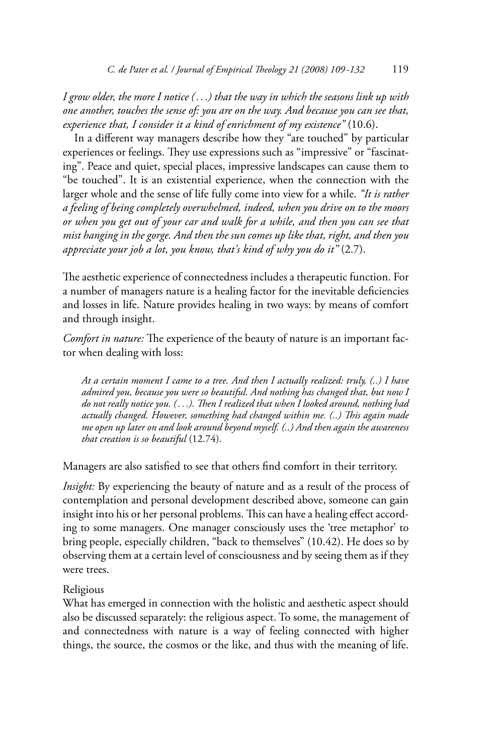*I grow older, the more I notice (. . .) that the way in which the seasons link up with one another, touches the sense of: you are on the way. And because you can see that, experience that, I consider it a kind of enrichment of my existence"* (10.6).

In a different way managers describe how they "are touched" by particular experiences or feelings. They use expressions such as "impressive" or "fascinating". Peace and quiet, special places, impressive landscapes can cause them to "be touched". It is an existential experience, when the connection with the larger whole and the sense of life fully come into view for a while. *"It is rather a feeling of being completely overwhelmed, indeed, when you drive on to the moors or when you get out of your car and walk for a while, and then you can see that mist hanging in the gorge. And then the sun comes up like that, right, and then you appreciate your job a lot, you know, that's kind of why you do it"* (2.7).

The aesthetic experience of connectedness includes a therapeutic function. For a number of managers nature is a healing factor for the inevitable deficiencies and losses in life. Nature provides healing in two ways: by means of comfort and through insight.

*Comfort in nature:* The experience of the beauty of nature is an important factor when dealing with loss:

> *At a certain moment I came to a tree. And then I actually realized: truly, (..) I have admired you, because you were so beautiful. And nothing has changed that, but now I do not really notice you. (. . .). Then I realized that when I looked around, nothing had actually changed. However, something had changed within me. (..) This again made me open up later on and look around beyond myself. (..) And then again the awareness that creation is so beautiful* (12.74).

Managers are also satisfied to see that others find comfort in their territory.

*Insight:* By experiencing the beauty of nature and as a result of the process of contemplation and personal development described above, someone can gain insight into his or her personal problems. This can have a healing effect according to some managers. One manager consciously uses the 'tree metaphor' to bring people, especially children, "back to themselves" (10.42). He does so by observing them at a certain level of consciousness and by seeing them as if they were trees.

Religious

What has emerged in connection with the holistic and aesthetic aspect should also be discussed separately: the religious aspect. To some, the management of and connectedness with nature is a way of feeling connected with higher things, the source, the cosmos or the like, and thus with the meaning of life.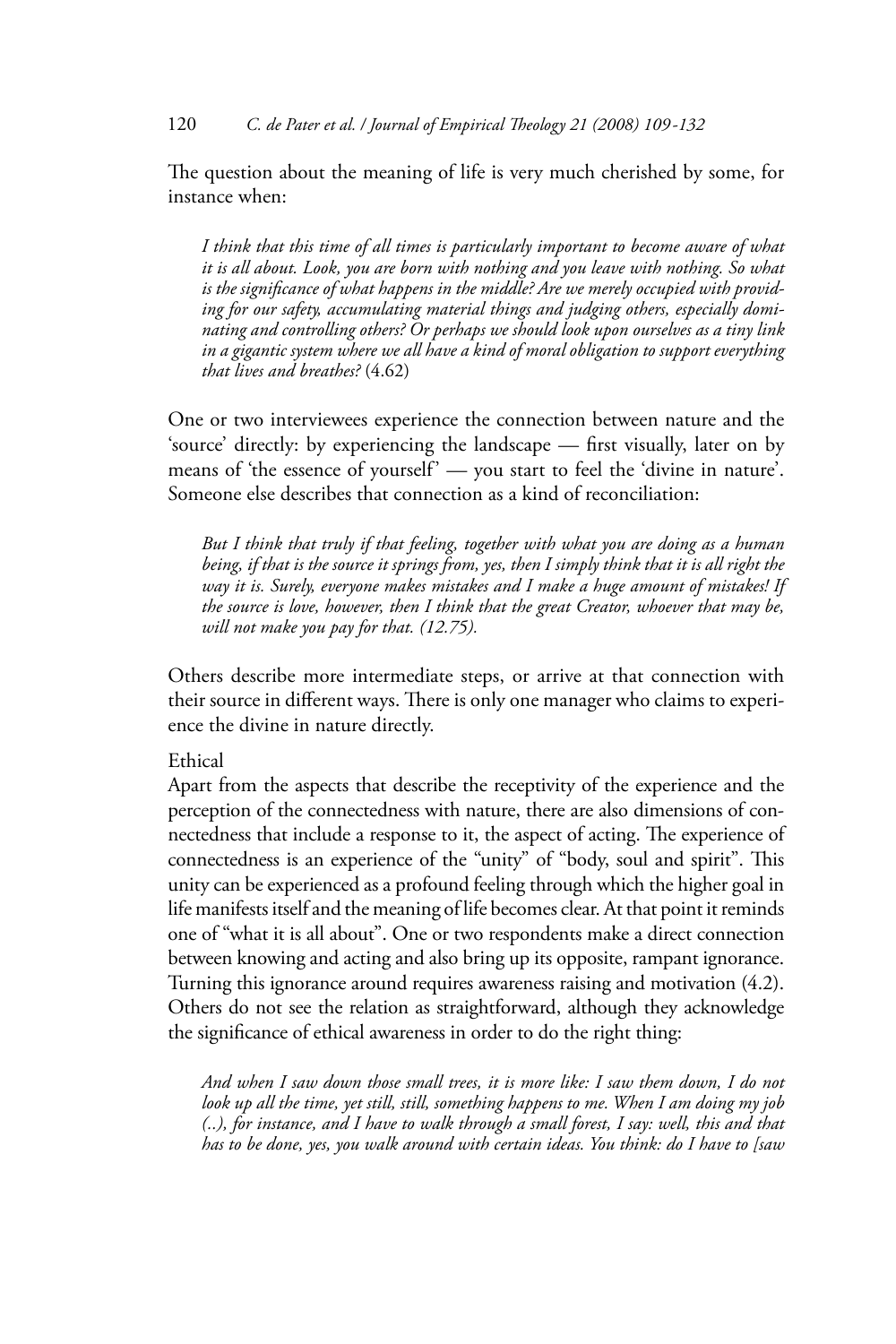The question about the meaning of life is very much cherished by some, for instance when:

> *I think that this time of all times is particularly important to become aware of what it is all about. Look, you are born with nothing and you leave with nothing. So what is the significance of what happens in the middle? Are we merely occupied with providing for our safety, accumulating material things and judging others, especially dominating and controlling others? Or perhaps we should look upon ourselves as a tiny link in a gigantic system where we all have a kind of moral obligation to support everything that lives and breathes?* (4.62)

One or two interviewees experience the connection between nature and the 'source' directly: by experiencing the landscape — first visually, later on by means of 'the essence of yourself' — you start to feel the 'divine in nature'. Someone else describes that connection as a kind of reconciliation:

> *But I think that truly if that feeling, together with what you are doing as a human being, if that is the source it springs from, yes, then I simply think that it is all right the way it is. Surely, everyone makes mistakes and I make a huge amount of mistakes! If the source is love, however, then I think that the great Creator, whoever that may be, will not make you pay for that. (12.75).*

Others describe more intermediate steps, or arrive at that connection with their source in different ways. There is only one manager who claims to experience the divine in nature directly.

Ethical

Apart from the aspects that describe the receptivity of the experience and the perception of the connectedness with nature, there are also dimensions of connectedness that include a response to it, the aspect of acting. The experience of connectedness is an experience of the "unity" of "body, soul and spirit". This unity can be experienced as a profound feeling through which the higher goal in life manifests itself and the meaning of life becomes clear. At that point it reminds one of "what it is all about". One or two respondents make a direct connection between knowing and acting and also bring up its opposite, rampant ignorance. Turning this ignorance around requires awareness raising and motivation (4.2). Others do not see the relation as straightforward, although they acknowledge the significance of ethical awareness in order to do the right thing:

> *And when I saw down those small trees, it is more like: I saw them down, I do not look up all the time, yet still, still, something happens to me. When I am doing my job (..), for instance, and I have to walk through a small forest, I say: well, this and that has to be done, yes, you walk around with certain ideas. You think: do I have to [saw*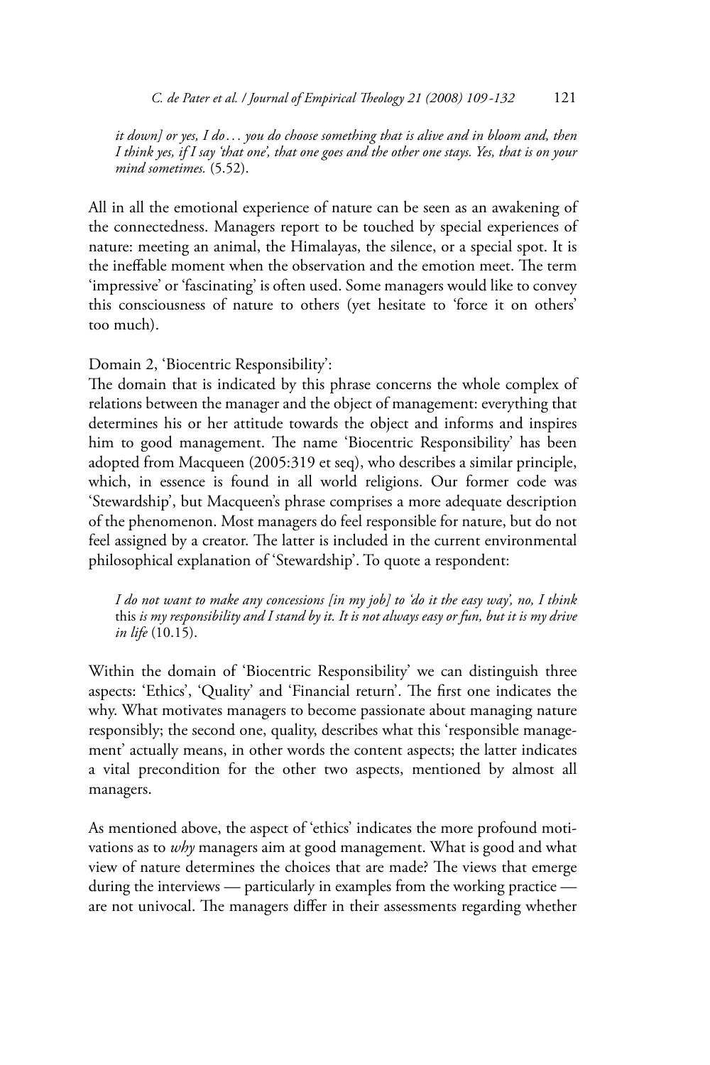*it down] or yes, I do… you do choose something that is alive and in bloom and, then I think yes, if I say 'that one', that one goes and the other one stays. Yes, that is on your mind sometimes.* (5.52).

All in all the emotional experience of nature can be seen as an awakening of the connectedness. Managers report to be touched by special experiences of nature: meeting an animal, the Himalayas, the silence, or a special spot. It is the ineffable moment when the observation and the emotion meet. The term 'impressive' or 'fascinating' is often used. Some managers would like to convey this consciousness of nature to others (yet hesitate to 'force it on others' too much).

Domain 2, 'Biocentric Responsibility':

The domain that is indicated by this phrase concerns the whole complex of relations between the manager and the object of management: everything that determines his or her attitude towards the object and informs and inspires him to good management. The name 'Biocentric Responsibility' has been adopted from Macqueen (2005:319 et seq), who describes a similar principle, which, in essence is found in all world religions. Our former code was 'Stewardship', but Macqueen's phrase comprises a more adequate description of the phenomenon. Most managers do feel responsible for nature, but do not feel assigned by a creator. The latter is included in the current environmental philosophical explanation of 'Stewardship'. To quote a respondent:

> *I do not want to make any concessions [in my job] to 'do it the easy way', no, I think* this *is my responsibility and I stand by it. It is not always easy or fun, but it is my drive in life* (10.15).

Within the domain of 'Biocentric Responsibility' we can distinguish three aspects: 'Ethics', 'Quality' and 'Financial return'. The first one indicates the why. What motivates managers to become passionate about managing nature responsibly; the second one, quality, describes what this 'responsible management' actually means, in other words the content aspects; the latter indicates a vital precondition for the other two aspects, mentioned by almost all managers.

As mentioned above, the aspect of 'ethics' indicates the more profound motivations as to *why* managers aim at good management. What is good and what view of nature determines the choices that are made? The views that emerge during the interviews — particularly in examples from the working practice — are not univocal. The managers differ in their assessments regarding whether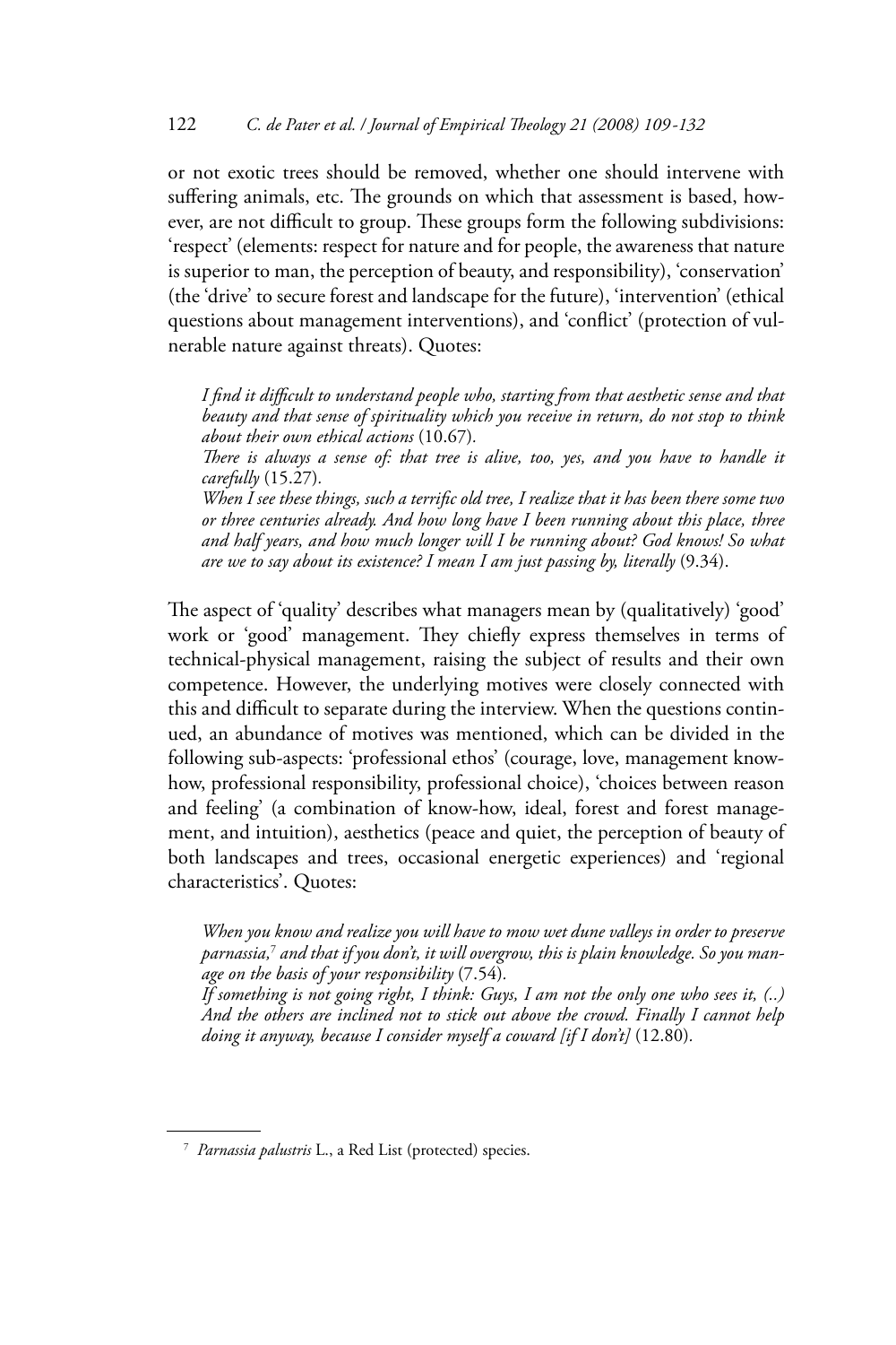or not exotic trees should be removed, whether one should intervene with suffering animals, etc. The grounds on which that assessment is based, however, are not difficult to group. These groups form the following subdivisions: 'respect' (elements: respect for nature and for people, the awareness that nature is superior to man, the perception of beauty, and responsibility), 'conservation' (the 'drive' to secure forest and landscape for the future), 'intervention' (ethical questions about management interventions), and 'conflict' (protection of vulnerable nature against threats). Quotes:

> *I find it difficult to understand people who, starting from that aesthetic sense and that beauty and that sense of spirituality which you receive in return, do not stop to think about their own ethical actions* (10.67).
>
> *There is always a sense of: that tree is alive, too, yes, and you have to handle it carefully* (15.27).
>
> *When I see these things, such a terrific old tree, I realize that it has been there some two or three centuries already. And how long have I been running about this place, three and half years, and how much longer will I be running about? God knows! So what are we to say about its existence? I mean I am just passing by, literally* (9.34).

The aspect of 'quality' describes what managers mean by (qualitatively) 'good' work or 'good' management. They chiefly express themselves in terms of technical-physical management, raising the subject of results and their own competence. However, the underlying motives were closely connected with this and difficult to separate during the interview. When the questions continued, an abundance of motives was mentioned, which can be divided in the following sub-aspects: 'professional ethos' (courage, love, management know-how, professional responsibility, professional choice), 'choices between reason and feeling' (a combination of know-how, ideal, forest and forest management, and intuition), aesthetics (peace and quiet, the perception of beauty of both landscapes and trees, occasional energetic experiences) and 'regional characteristics'. Quotes:

> *When you know and realize you will have to mow wet dune valleys in order to preserve parnassia,*[7] *and that if you don't, it will overgrow, this is plain knowledge. So you manage on the basis of your responsibility* (7.54).
>
> *If something is not going right, I think: Guys, I am not the only one who sees it, (..) And the others are inclined not to stick out above the crowd. Finally I cannot help doing it anyway, because I consider myself a coward [if I don't]* (12.80).

[7] *Parnassia palustris* L., a Red List (protected) species.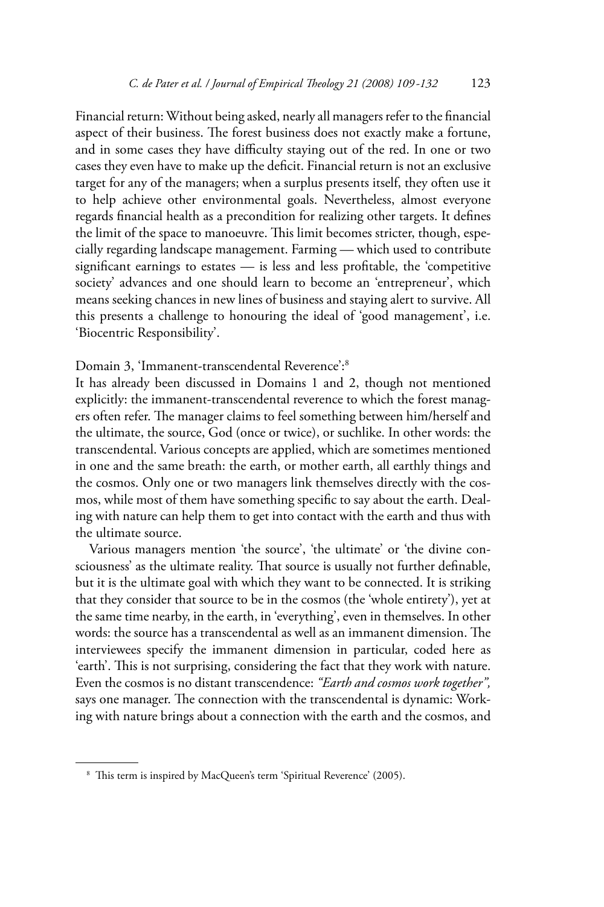Financial return: Without being asked, nearly all managers refer to the financial aspect of their business. The forest business does not exactly make a fortune, and in some cases they have difficulty staying out of the red. In one or two cases they even have to make up the deficit. Financial return is not an exclusive target for any of the managers; when a surplus presents itself, they often use it to help achieve other environmental goals. Nevertheless, almost everyone regards financial health as a precondition for realizing other targets. It defines the limit of the space to manoeuvre. This limit becomes stricter, though, especially regarding landscape management. Farming — which used to contribute significant earnings to estates — is less and less profitable, the 'competitive society' advances and one should learn to become an 'entrepreneur', which means seeking chances in new lines of business and staying alert to survive. All this presents a challenge to honouring the ideal of 'good management', i.e. 'Biocentric Responsibility'.

Domain 3, 'Immanent-transcendental Reverence':[8]

It has already been discussed in Domains 1 and 2, though not mentioned explicitly: the immanent-transcendental reverence to which the forest managers often refer. The manager claims to feel something between him/herself and the ultimate, the source, God (once or twice), or suchlike. In other words: the transcendental. Various concepts are applied, which are sometimes mentioned in one and the same breath: the earth, or mother earth, all earthly things and the cosmos. Only one or two managers link themselves directly with the cosmos, while most of them have something specific to say about the earth. Dealing with nature can help them to get into contact with the earth and thus with the ultimate source.

Various managers mention 'the source', 'the ultimate' or 'the divine consciousness' as the ultimate reality. That source is usually not further definable, but it is the ultimate goal with which they want to be connected. It is striking that they consider that source to be in the cosmos (the 'whole entirety'), yet at the same time nearby, in the earth, in 'everything', even in themselves. In other words: the source has a transcendental as well as an immanent dimension. The interviewees specify the immanent dimension in particular, coded here as 'earth'. This is not surprising, considering the fact that they work with nature. Even the cosmos is no distant transcendence: *"Earth and cosmos work together",* says one manager. The connection with the transcendental is dynamic: Working with nature brings about a connection with the earth and the cosmos, and

---

[8] This term is inspired by MacQueen's term 'Spiritual Reverence' (2005).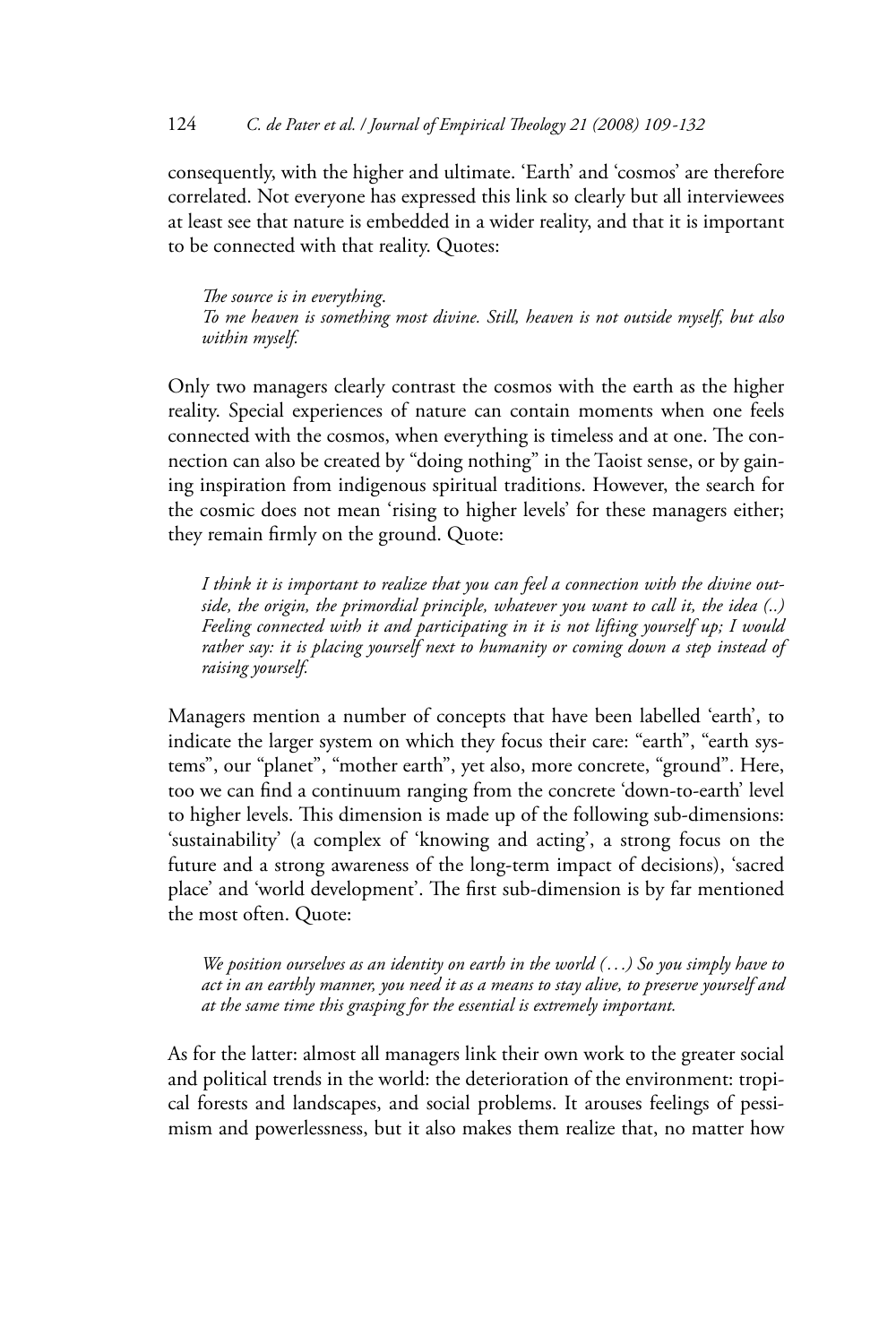consequently, with the higher and ultimate. 'Earth' and 'cosmos' are therefore correlated. Not everyone has expressed this link so clearly but all interviewees at least see that nature is embedded in a wider reality, and that it is important to be connected with that reality. Quotes:

*The source is in everything.*
*To me heaven is something most divine. Still, heaven is not outside myself, but also within myself.*

Only two managers clearly contrast the cosmos with the earth as the higher reality. Special experiences of nature can contain moments when one feels connected with the cosmos, when everything is timeless and at one. The connection can also be created by "doing nothing" in the Taoist sense, or by gaining inspiration from indigenous spiritual traditions. However, the search for the cosmic does not mean 'rising to higher levels' for these managers either; they remain firmly on the ground. Quote:

*I think it is important to realize that you can feel a connection with the divine outside, the origin, the primordial principle, whatever you want to call it, the idea (..) Feeling connected with it and participating in it is not lifting yourself up; I would rather say: it is placing yourself next to humanity or coming down a step instead of raising yourself.*

Managers mention a number of concepts that have been labelled 'earth', to indicate the larger system on which they focus their care: "earth", "earth systems", our "planet", "mother earth", yet also, more concrete, "ground". Here, too we can find a continuum ranging from the concrete 'down-to-earth' level to higher levels. This dimension is made up of the following sub-dimensions: 'sustainability' (a complex of 'knowing and acting', a strong focus on the future and a strong awareness of the long-term impact of decisions), 'sacred place' and 'world development'. The first sub-dimension is by far mentioned the most often. Quote:

*We position ourselves as an identity on earth in the world (…) So you simply have to act in an earthly manner, you need it as a means to stay alive, to preserve yourself and at the same time this grasping for the essential is extremely important.*

As for the latter: almost all managers link their own work to the greater social and political trends in the world: the deterioration of the environment: tropical forests and landscapes, and social problems. It arouses feelings of pessimism and powerlessness, but it also makes them realize that, no matter how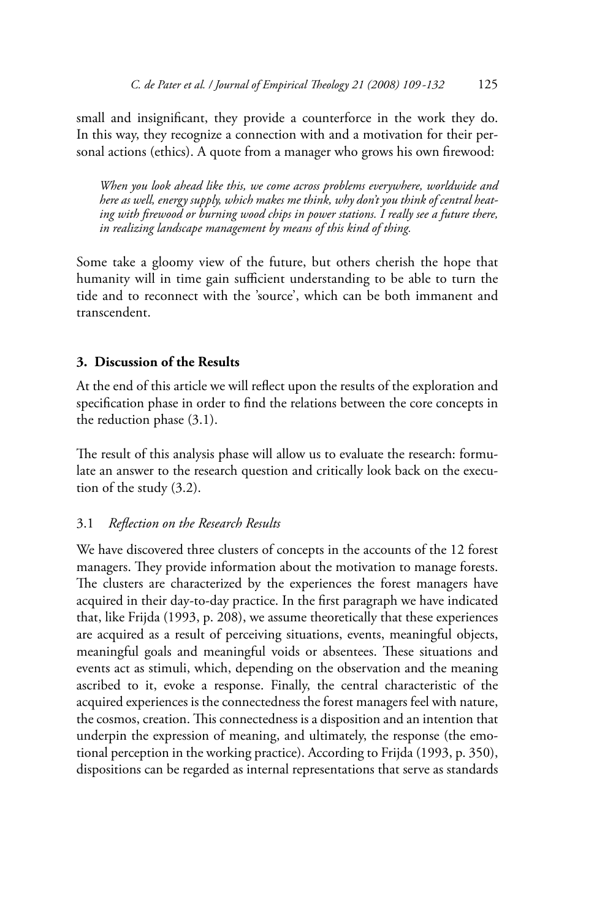small and insignificant, they provide a counterforce in the work they do. In this way, they recognize a connection with and a motivation for their personal actions (ethics). A quote from a manager who grows his own firewood:

> *When you look ahead like this, we come across problems everywhere, worldwide and here as well, energy supply, which makes me think, why don't you think of central heating with firewood or burning wood chips in power stations. I really see a future there, in realizing landscape management by means of this kind of thing.*

Some take a gloomy view of the future, but others cherish the hope that humanity will in time gain sufficient understanding to be able to turn the tide and to reconnect with the 'source', which can be both immanent and transcendent.

## 3. Discussion of the Results

At the end of this article we will reflect upon the results of the exploration and specification phase in order to find the relations between the core concepts in the reduction phase (3.1).

The result of this analysis phase will allow us to evaluate the research: formulate an answer to the research question and critically look back on the execution of the study (3.2).

### 3.1 *Reflection on the Research Results*

We have discovered three clusters of concepts in the accounts of the 12 forest managers. They provide information about the motivation to manage forests. The clusters are characterized by the experiences the forest managers have acquired in their day-to-day practice. In the first paragraph we have indicated that, like Frijda (1993, p. 208), we assume theoretically that these experiences are acquired as a result of perceiving situations, events, meaningful objects, meaningful goals and meaningful voids or absentees. These situations and events act as stimuli, which, depending on the observation and the meaning ascribed to it, evoke a response. Finally, the central characteristic of the acquired experiences is the connectedness the forest managers feel with nature, the cosmos, creation. This connectedness is a disposition and an intention that underpin the expression of meaning, and ultimately, the response (the emotional perception in the working practice). According to Frijda (1993, p. 350), dispositions can be regarded as internal representations that serve as standards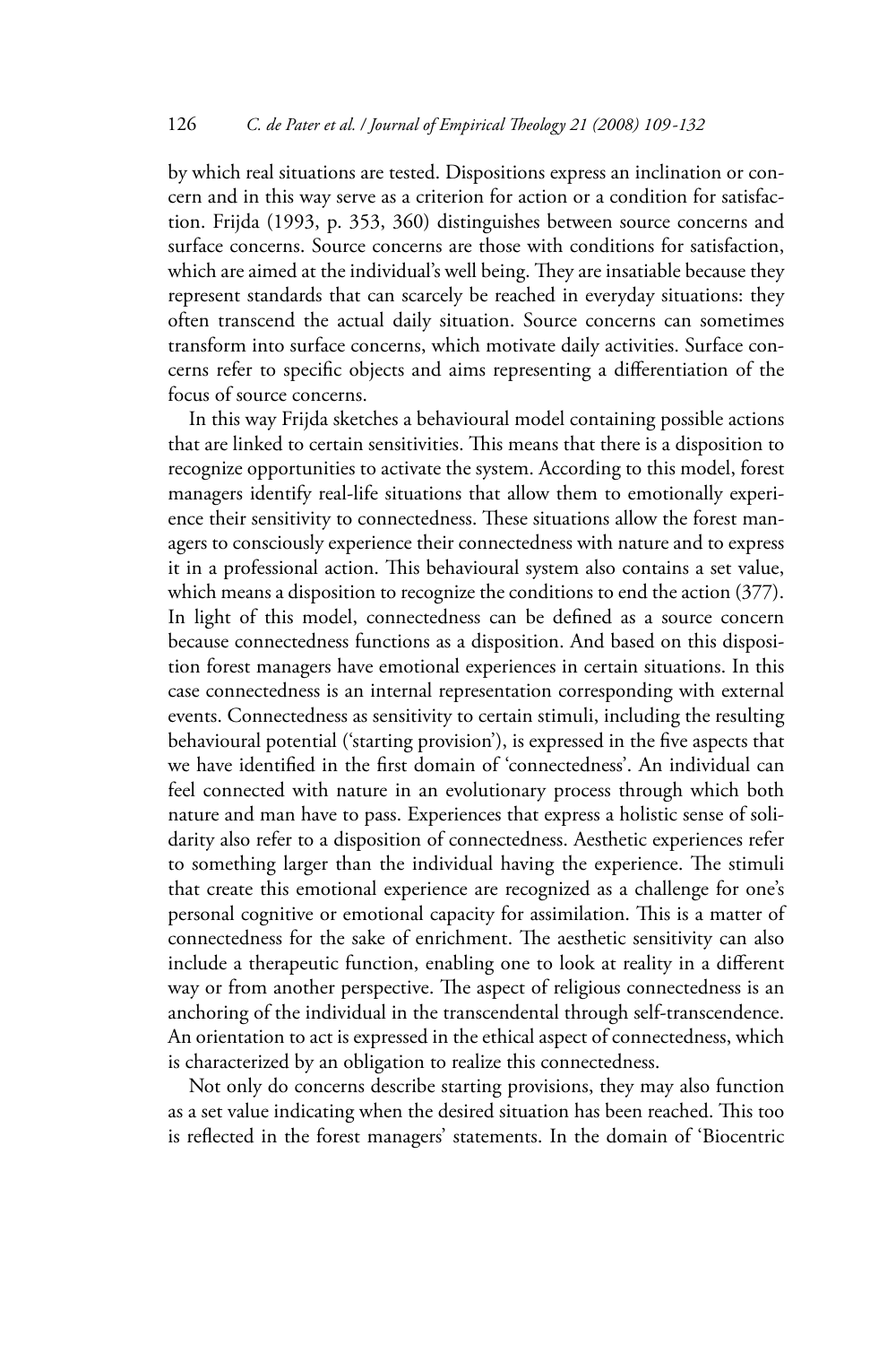by which real situations are tested. Dispositions express an inclination or concern and in this way serve as a criterion for action or a condition for satisfaction. Frijda (1993, p. 353, 360) distinguishes between source concerns and surface concerns. Source concerns are those with conditions for satisfaction, which are aimed at the individual's well being. They are insatiable because they represent standards that can scarcely be reached in everyday situations: they often transcend the actual daily situation. Source concerns can sometimes transform into surface concerns, which motivate daily activities. Surface concerns refer to specific objects and aims representing a differentiation of the focus of source concerns.

In this way Frijda sketches a behavioural model containing possible actions that are linked to certain sensitivities. This means that there is a disposition to recognize opportunities to activate the system. According to this model, forest managers identify real-life situations that allow them to emotionally experience their sensitivity to connectedness. These situations allow the forest managers to consciously experience their connectedness with nature and to express it in a professional action. This behavioural system also contains a set value, which means a disposition to recognize the conditions to end the action (377). In light of this model, connectedness can be defined as a source concern because connectedness functions as a disposition. And based on this disposition forest managers have emotional experiences in certain situations. In this case connectedness is an internal representation corresponding with external events. Connectedness as sensitivity to certain stimuli, including the resulting behavioural potential ('starting provision'), is expressed in the five aspects that we have identified in the first domain of 'connectedness'. An individual can feel connected with nature in an evolutionary process through which both nature and man have to pass. Experiences that express a holistic sense of solidarity also refer to a disposition of connectedness. Aesthetic experiences refer to something larger than the individual having the experience. The stimuli that create this emotional experience are recognized as a challenge for one's personal cognitive or emotional capacity for assimilation. This is a matter of connectedness for the sake of enrichment. The aesthetic sensitivity can also include a therapeutic function, enabling one to look at reality in a different way or from another perspective. The aspect of religious connectedness is an anchoring of the individual in the transcendental through self-transcendence. An orientation to act is expressed in the ethical aspect of connectedness, which is characterized by an obligation to realize this connectedness.

Not only do concerns describe starting provisions, they may also function as a set value indicating when the desired situation has been reached. This too is reflected in the forest managers' statements. In the domain of 'Biocentric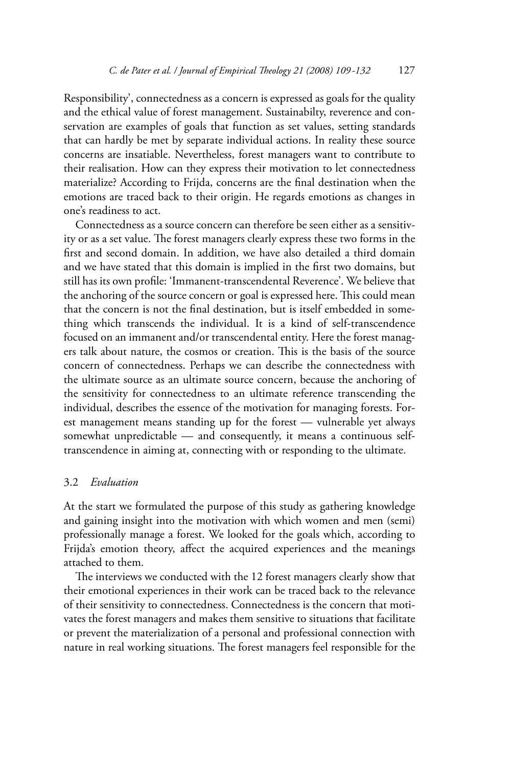Responsibility', connectedness as a concern is expressed as goals for the quality and the ethical value of forest management. Sustainabilty, reverence and conservation are examples of goals that function as set values, setting standards that can hardly be met by separate individual actions. In reality these source concerns are insatiable. Nevertheless, forest managers want to contribute to their realisation. How can they express their motivation to let connectedness materialize? According to Frijda, concerns are the final destination when the emotions are traced back to their origin. He regards emotions as changes in one's readiness to act.

Connectedness as a source concern can therefore be seen either as a sensitivity or as a set value. The forest managers clearly express these two forms in the first and second domain. In addition, we have also detailed a third domain and we have stated that this domain is implied in the first two domains, but still has its own profile: 'Immanent-transcendental Reverence'. We believe that the anchoring of the source concern or goal is expressed here. This could mean that the concern is not the final destination, but is itself embedded in something which transcends the individual. It is a kind of self-transcendence focused on an immanent and/or transcendental entity. Here the forest managers talk about nature, the cosmos or creation. This is the basis of the source concern of connectedness. Perhaps we can describe the connectedness with the ultimate source as an ultimate source concern, because the anchoring of the sensitivity for connectedness to an ultimate reference transcending the individual, describes the essence of the motivation for managing forests. Forest management means standing up for the forest — vulnerable yet always somewhat unpredictable — and consequently, it means a continuous self-transcendence in aiming at, connecting with or responding to the ultimate.

### 3.2 *Evaluation*

At the start we formulated the purpose of this study as gathering knowledge and gaining insight into the motivation with which women and men (semi) professionally manage a forest. We looked for the goals which, according to Frijda's emotion theory, affect the acquired experiences and the meanings attached to them.

The interviews we conducted with the 12 forest managers clearly show that their emotional experiences in their work can be traced back to the relevance of their sensitivity to connectedness. Connectedness is the concern that motivates the forest managers and makes them sensitive to situations that facilitate or prevent the materialization of a personal and professional connection with nature in real working situations. The forest managers feel responsible for the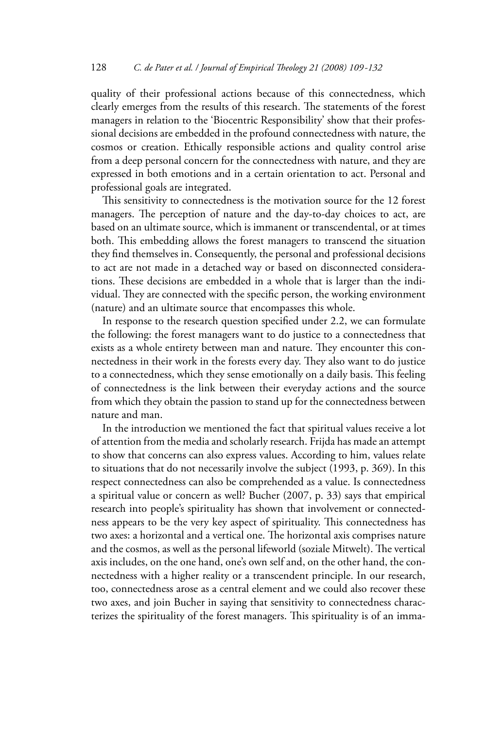quality of their professional actions because of this connectedness, which clearly emerges from the results of this research. The statements of the forest managers in relation to the 'Biocentric Responsibility' show that their professional decisions are embedded in the profound connectedness with nature, the cosmos or creation. Ethically responsible actions and quality control arise from a deep personal concern for the connectedness with nature, and they are expressed in both emotions and in a certain orientation to act. Personal and professional goals are integrated.

This sensitivity to connectedness is the motivation source for the 12 forest managers. The perception of nature and the day-to-day choices to act, are based on an ultimate source, which is immanent or transcendental, or at times both. This embedding allows the forest managers to transcend the situation they find themselves in. Consequently, the personal and professional decisions to act are not made in a detached way or based on disconnected considerations. These decisions are embedded in a whole that is larger than the individual. They are connected with the specific person, the working environment (nature) and an ultimate source that encompasses this whole.

In response to the research question specified under 2.2, we can formulate the following: the forest managers want to do justice to a connectedness that exists as a whole entirety between man and nature. They encounter this connectedness in their work in the forests every day. They also want to do justice to a connectedness, which they sense emotionally on a daily basis. This feeling of connectedness is the link between their everyday actions and the source from which they obtain the passion to stand up for the connectedness between nature and man.

In the introduction we mentioned the fact that spiritual values receive a lot of attention from the media and scholarly research. Frijda has made an attempt to show that concerns can also express values. According to him, values relate to situations that do not necessarily involve the subject (1993, p. 369). In this respect connectedness can also be comprehended as a value. Is connectedness a spiritual value or concern as well? Bucher (2007, p. 33) says that empirical research into people's spirituality has shown that involvement or connectedness appears to be the very key aspect of spirituality. This connectedness has two axes: a horizontal and a vertical one. The horizontal axis comprises nature and the cosmos, as well as the personal lifeworld (soziale Mitwelt). The vertical axis includes, on the one hand, one's own self and, on the other hand, the connectedness with a higher reality or a transcendent principle. In our research, too, connectedness arose as a central element and we could also recover these two axes, and join Bucher in saying that sensitivity to connectedness characterizes the spirituality of the forest managers. This spirituality is of an imma-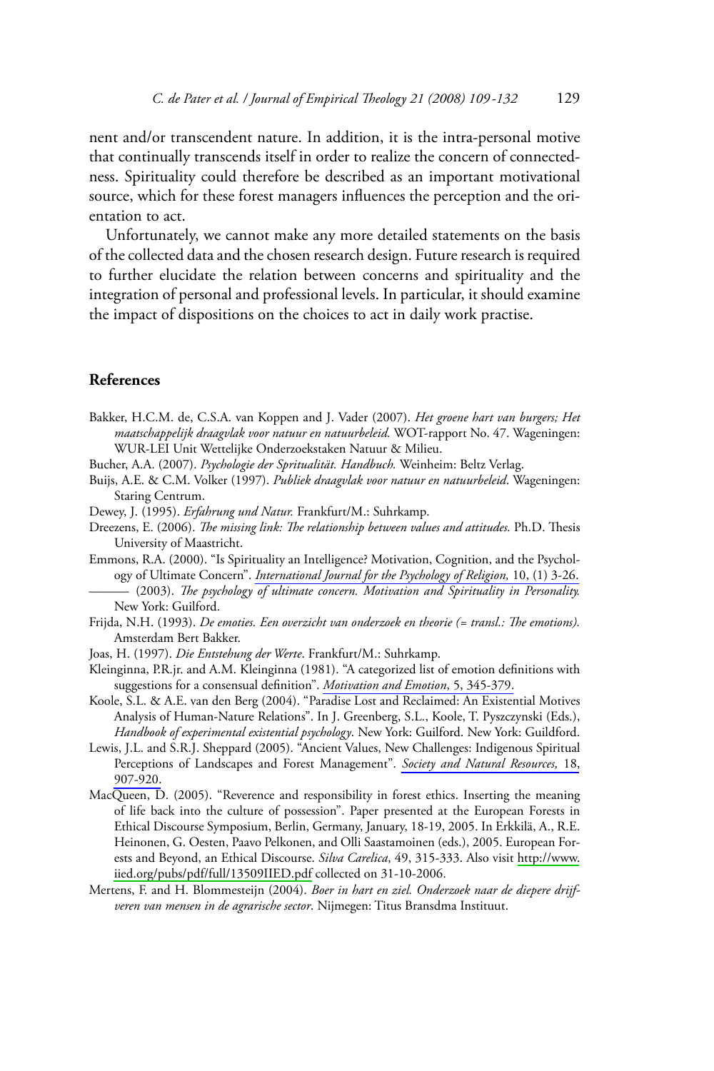nent and/or transcendent nature. In addition, it is the intra-personal motive that continually transcends itself in order to realize the concern of connectedness. Spirituality could therefore be described as an important motivational source, which for these forest managers influences the perception and the orientation to act.

Unfortunately, we cannot make any more detailed statements on the basis of the collected data and the chosen research design. Future research is required to further elucidate the relation between concerns and spirituality and the integration of personal and professional levels. In particular, it should examine the impact of dispositions on the choices to act in daily work practise.

## References

Bakker, H.C.M. de, C.S.A. van Koppen and J. Vader (2007). *Het groene hart van burgers; Het maatschappelijk draagvlak voor natuur en natuurbeleid.* WOT-rapport No. 47. Wageningen: WUR-LEI Unit Wettelijke Onderzoekstaken Natuur & Milieu.

Bucher, A.A. (2007). *Psychologie der Spritualität. Handbuch.* Weinheim: Beltz Verlag.

Buijs, A.E. & C.M. Volker (1997). *Publiek draagvlak voor natuur en natuurbeleid*. Wageningen: Staring Centrum.

Dewey, J. (1995). *Erfahrung und Natur.* Frankfurt/M.: Suhrkamp.

Dreezens, E. (2006). *The missing link: The relationship between values and attitudes.* Ph.D. Thesis University of Maastricht.

Emmons, R.A. (2000). "Is Spirituality an Intelligence? Motivation, Cognition, and the Psychology of Ultimate Concern". *International Journal for the Psychology of Religion,* 10, (1) 3-26.

——— (2003). *The psychology of ultimate concern. Motivation and Spirituality in Personality.* New York: Guilford.

Frijda, N.H. (1993). *De emoties. Een overzicht van onderzoek en theorie (= transl.: The emotions).* Amsterdam Bert Bakker.

Joas, H. (1997). *Die Entstehung der Werte*. Frankfurt/M.: Suhrkamp.

Kleinginna, P.R.jr. and A.M. Kleinginna (1981). "A categorized list of emotion definitions with suggestions for a consensual definition". *Motivation and Emotion*, 5, 345-379.

Koole, S.L. & A.E. van den Berg (2004). "Paradise Lost and Reclaimed: An Existential Motives Analysis of Human-Nature Relations". In J. Greenberg, S.L., Koole, T. Pyszczynski (Eds.), *Handbook of experimental existential psychology*. New York: Guilford. New York: Guildford.

Lewis, J.L. and S.R.J. Sheppard (2005). "Ancient Values, New Challenges: Indigenous Spiritual Perceptions of Landscapes and Forest Management". *Society and Natural Resources,* 18, 907-920.

MacQueen, D. (2005). "Reverence and responsibility in forest ethics. Inserting the meaning of life back into the culture of possession". Paper presented at the European Forests in Ethical Discourse Symposium, Berlin, Germany, January, 18-19, 2005. In Erkkilä, A., R.E. Heinonen, G. Oesten, Paavo Pelkonen, and Olli Saastamoinen (eds.), 2005. European Forests and Beyond, an Ethical Discourse. *Silva Carelica*, 49, 315-333. Also visit http://www.iied.org/pubs/pdf/full/13509IIED.pdf collected on 31-10-2006.

Mertens, F. and H. Blommesteijn (2004). *Boer in hart en ziel. Onderzoek naar de diepere drijfveren van mensen in de agrarische sector*. Nijmegen: Titus Bransdma Instituut.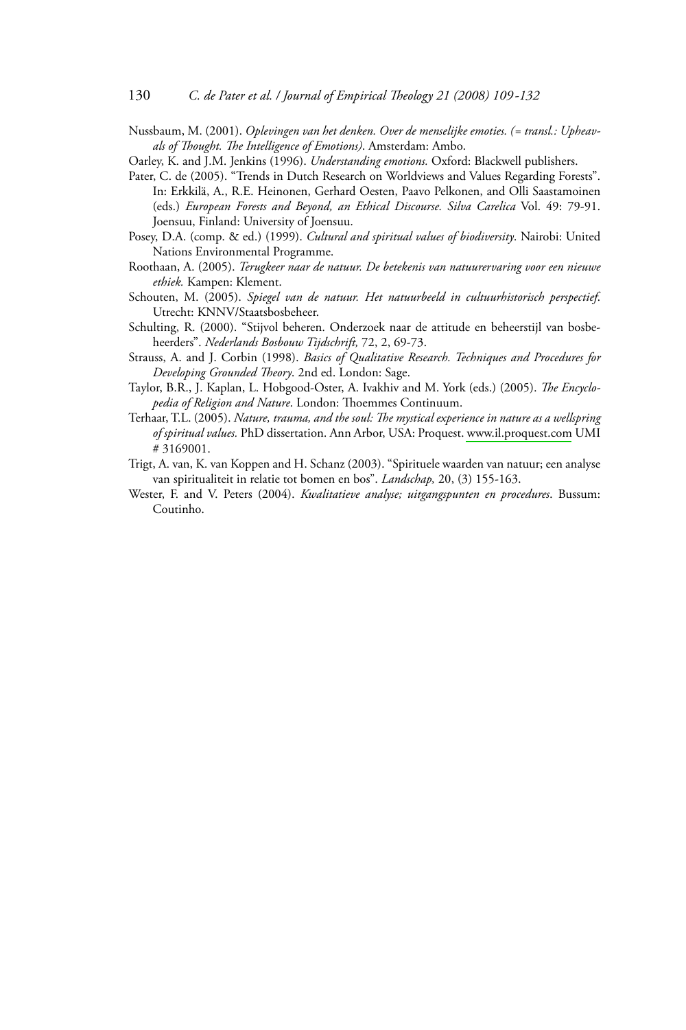Nussbaum, M. (2001). *Oplevingen van het denken. Over de menselijke emoties. (= transl.: Upheavals of Thought. The Intelligence of Emotions)*. Amsterdam: Ambo.

Oarley, K. and J.M. Jenkins (1996). *Understanding emotions.* Oxford: Blackwell publishers.

Pater, C. de (2005). "Trends in Dutch Research on Worldviews and Values Regarding Forests". In: Erkkilä, A., R.E. Heinonen, Gerhard Oesten, Paavo Pelkonen, and Olli Saastamoinen (eds.) *European Forests and Beyond, an Ethical Discourse. Silva Carelica* Vol. 49: 79-91. Joensuu, Finland: University of Joensuu.

Posey, D.A. (comp. & ed.) (1999). *Cultural and spiritual values of biodiversity*. Nairobi: United Nations Environmental Programme.

Roothaan, A. (2005). *Terugkeer naar de natuur. De betekenis van natuurervaring voor een nieuwe ethiek.* Kampen: Klement.

Schouten, M. (2005). *Spiegel van de natuur. Het natuurbeeld in cultuurhistorisch perspectief.* Utrecht: KNNV/Staatsbosbeheer.

Schulting, R. (2000). "Stijvol beheren. Onderzoek naar de attitude en beheerstijl van bosbeheerders". *Nederlands Bosbouw Tijdschrift,* 72, 2, 69-73.

Strauss, A. and J. Corbin (1998). *Basics of Qualitative Research. Techniques and Procedures for Developing Grounded Theory*. 2nd ed. London: Sage.

Taylor, B.R., J. Kaplan, L. Hobgood-Oster, A. Ivakhiv and M. York (eds.) (2005). *The Encyclopedia of Religion and Nature*. London: Thoemmes Continuum.

Terhaar, T.L. (2005). *Nature, trauma, and the soul: The mystical experience in nature as a wellspring of spiritual values.* PhD dissertation. Ann Arbor, USA: Proquest. www.il.proquest.com UMI # 3169001.

Trigt, A. van, K. van Koppen and H. Schanz (2003). "Spirituele waarden van natuur; een analyse van spiritualiteit in relatie tot bomen en bos". *Landschap,* 20, (3) 155-163.

Wester, F. and V. Peters (2004). *Kwalitatieve analyse; uitgangspunten en procedures*. Bussum: Coutinho.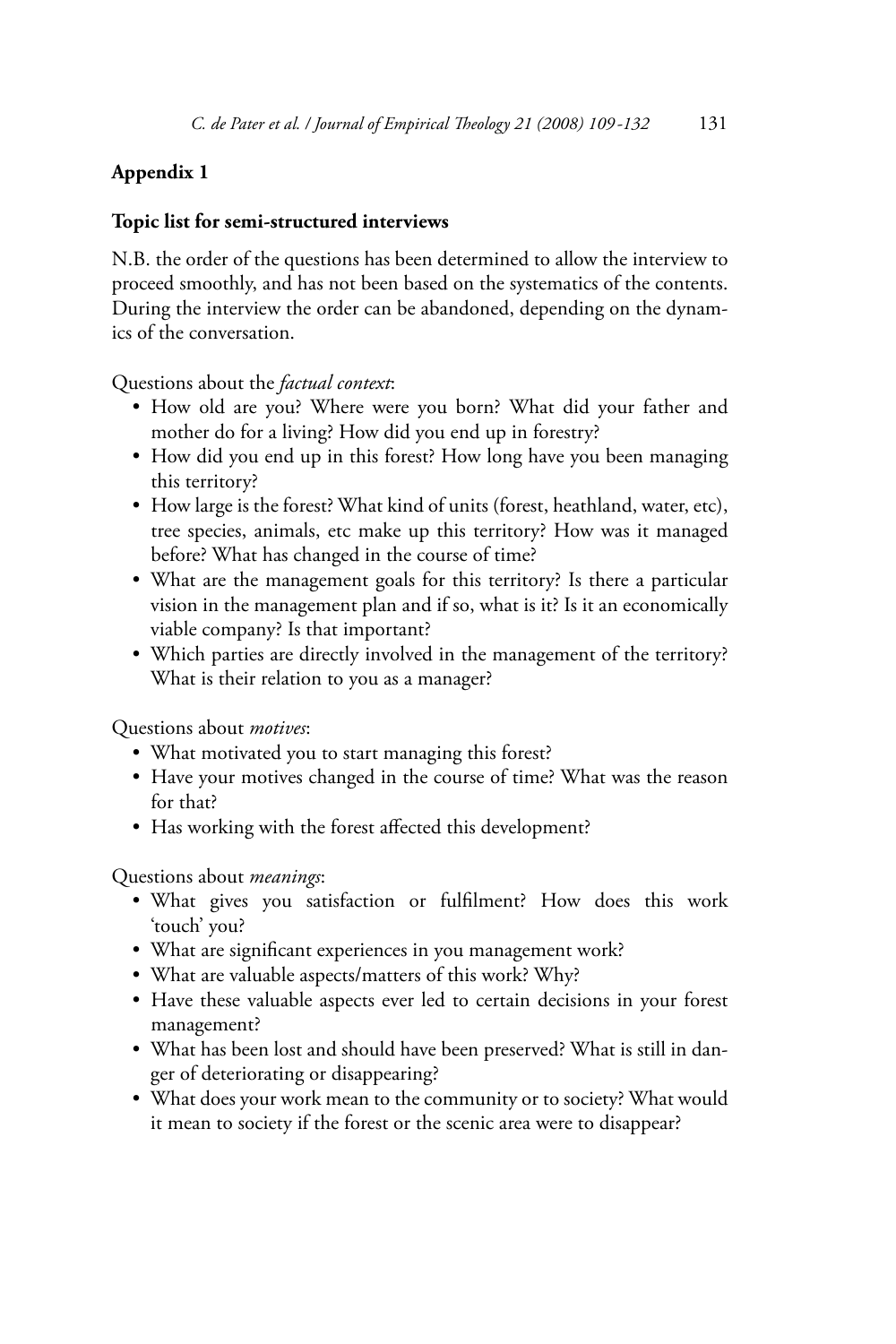## Appendix 1

### Topic list for semi-structured interviews

N.B. the order of the questions has been determined to allow the interview to proceed smoothly, and has not been based on the systematics of the contents. During the interview the order can be abandoned, depending on the dynamics of the conversation.

Questions about the *factual context*:

- How old are you? Where were you born? What did your father and mother do for a living? How did you end up in forestry?
- How did you end up in this forest? How long have you been managing this territory?
- How large is the forest? What kind of units (forest, heathland, water, etc), tree species, animals, etc make up this territory? How was it managed before? What has changed in the course of time?
- What are the management goals for this territory? Is there a particular vision in the management plan and if so, what is it? Is it an economically viable company? Is that important?
- Which parties are directly involved in the management of the territory? What is their relation to you as a manager?

Questions about *motives*:

- What motivated you to start managing this forest?
- Have your motives changed in the course of time? What was the reason for that?
- Has working with the forest affected this development?

Questions about *meanings*:

- What gives you satisfaction or fulfilment? How does this work 'touch' you?
- What are significant experiences in you management work?
- What are valuable aspects/matters of this work? Why?
- Have these valuable aspects ever led to certain decisions in your forest management?
- What has been lost and should have been preserved? What is still in danger of deteriorating or disappearing?
- What does your work mean to the community or to society? What would it mean to society if the forest or the scenic area were to disappear?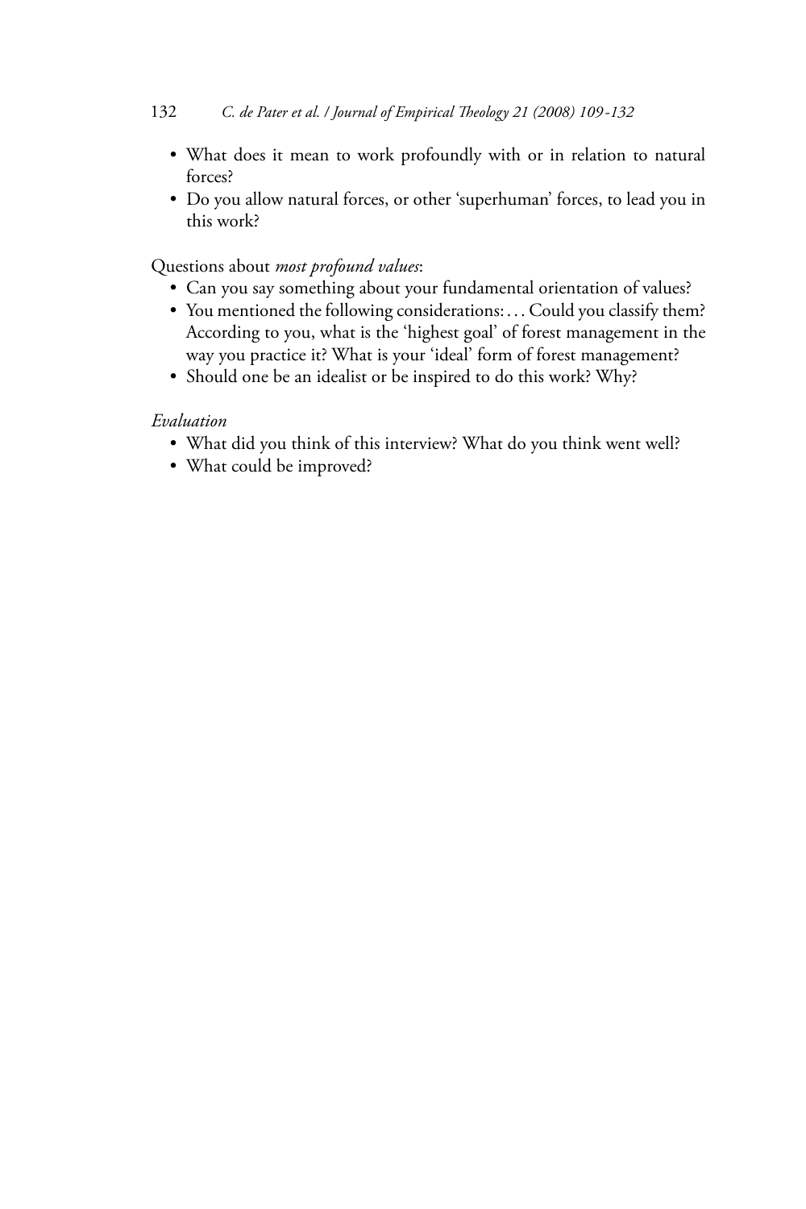- What does it mean to work profoundly with or in relation to natural forces?
- Do you allow natural forces, or other 'superhuman' forces, to lead you in this work?

Questions about *most profound values*:

- Can you say something about your fundamental orientation of values?
- You mentioned the following considerations: . . . Could you classify them? According to you, what is the 'highest goal' of forest management in the way you practice it? What is your 'ideal' form of forest management?
- Should one be an idealist or be inspired to do this work? Why?

*Evaluation*

- What did you think of this interview? What do you think went well?
- What could be improved?